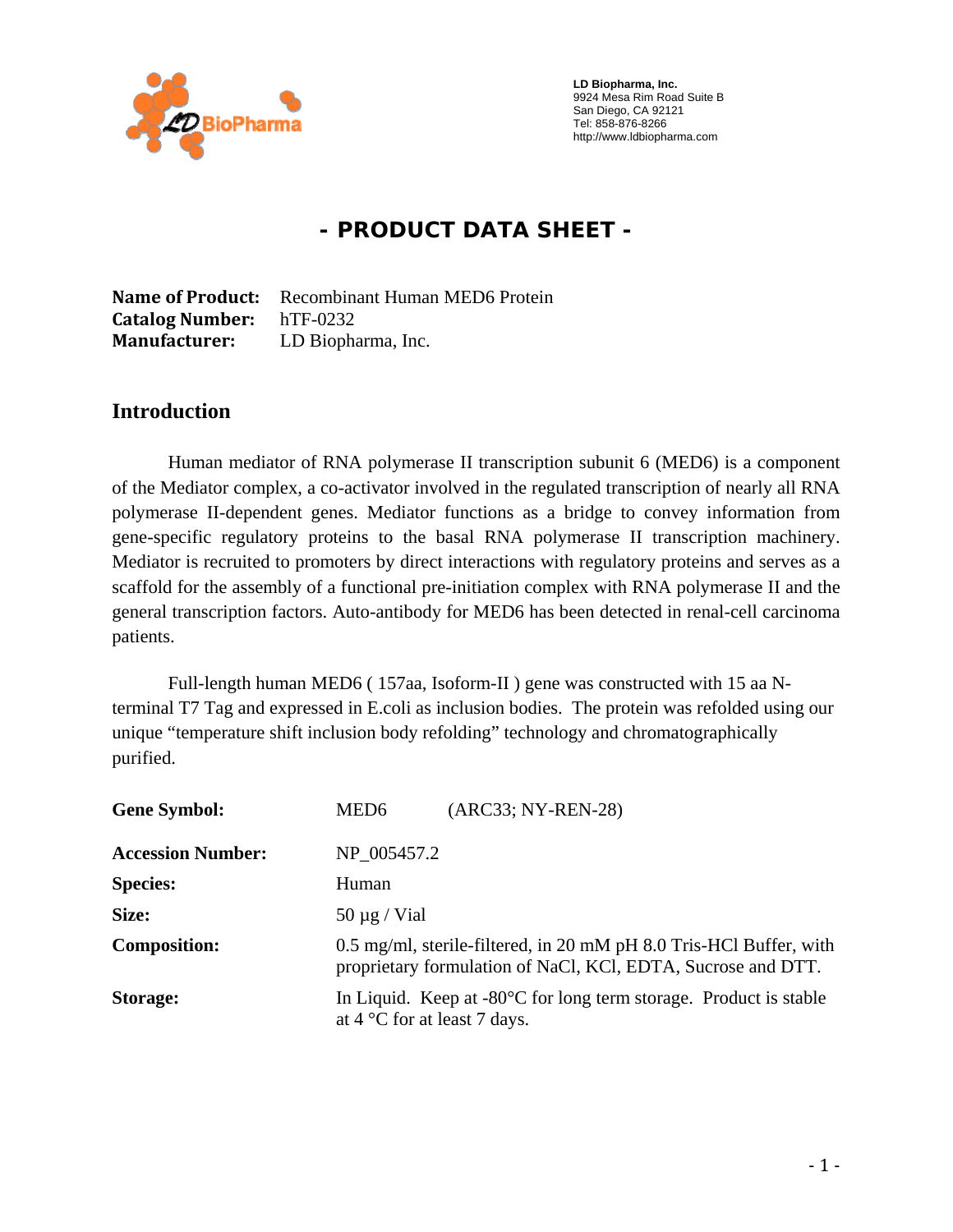LD Biopharma, Inc.
9924 Mesa Rim Road Suite B
San Diego, CA 92121
Tel: 858-876-8266
http://www.ldbiopharma.com

# - PRODUCT DATA SHEET -

**Name of Product:** Recombinant Human MED6 Protein
**Catalog Number:** hTF-0232
**Manufacturer:** LD Biopharma, Inc.

## Introduction

Human mediator of RNA polymerase II transcription subunit 6 (MED6) is a component of the Mediator complex, a co-activator involved in the regulated transcription of nearly all RNA polymerase II-dependent genes. Mediator functions as a bridge to convey information from gene-specific regulatory proteins to the basal RNA polymerase II transcription machinery. Mediator is recruited to promoters by direct interactions with regulatory proteins and serves as a scaffold for the assembly of a functional pre-initiation complex with RNA polymerase II and the general transcription factors. Auto-antibody for MED6 has been detected in renal-cell carcinoma patients.

Full-length human MED6 ( 157aa, Isoform-II ) gene was constructed with 15 aa N-terminal T7 Tag and expressed in E.coli as inclusion bodies. The protein was refolded using our unique "temperature shift inclusion body refolding" technology and chromatographically purified.

| | |
|---|---|
| **Gene Symbol:** | MED6 (ARC33; NY-REN-28) |
| **Accession Number:** | NP_005457.2 |
| **Species:** | Human |
| **Size:** | 50 µg / Vial |
| **Composition:** | 0.5 mg/ml, sterile-filtered, in 20 mM pH 8.0 Tris-HCl Buffer, with proprietary formulation of NaCl, KCl, EDTA, Sucrose and DTT. |
| **Storage:** | In Liquid. Keep at -80°C for long term storage. Product is stable at 4 °C for at least 7 days. |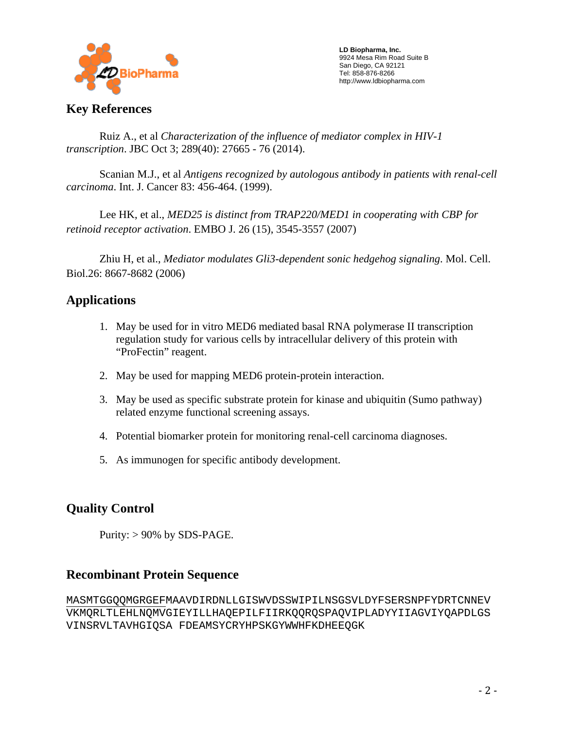LD Biopharma, Inc.
9924 Mesa Rim Road Suite B
San Diego, CA 92121
Tel: 858-876-8266
http://www.ldbiopharma.com

## Key References

Ruiz A., et al *Characterization of the influence of mediator complex in HIV-1 transcription*. JBC Oct 3; 289(40): 27665 - 76 (2014).

Scanian M.J., et al *Antigens recognized by autologous antibody in patients with renal-cell carcinoma*. Int. J. Cancer 83: 456-464. (1999).

Lee HK, et al., *MED25 is distinct from TRAP220/MED1 in cooperating with CBP for retinoid receptor activation*. EMBO J. 26 (15), 3545-3557 (2007)

Zhiu H, et al., *Mediator modulates Gli3-dependent sonic hedgehog signaling*. Mol. Cell. Biol.26: 8667-8682 (2006)

## Applications

1. May be used for in vitro MED6 mediated basal RNA polymerase II transcription regulation study for various cells by intracellular delivery of this protein with “ProFectin” reagent.
2. May be used for mapping MED6 protein-protein interaction.
3. May be used as specific substrate protein for kinase and ubiquitin (Sumo pathway) related enzyme functional screening assays.
4. Potential biomarker protein for monitoring renal-cell carcinoma diagnoses.
5. As immunogen for specific antibody development.

## Quality Control

Purity: > 90% by SDS-PAGE.

## Recombinant Protein Sequence

```
MASMTGGQQMGRGEFMAAVDIRDNLLGISWVDSSWIPILNSGSVLDYFSERSNPFYDRTCNNEV
VKMQRLTLEHLNQMVGIEYILLHAQEPILFIIRKQQRQSPAQVIPLADYYIIAGVIYQAPDLGS
VINSRVLTAVHGIQSA FDEAMSYCRYHPSKGYWWHFKDHEEQGK
```